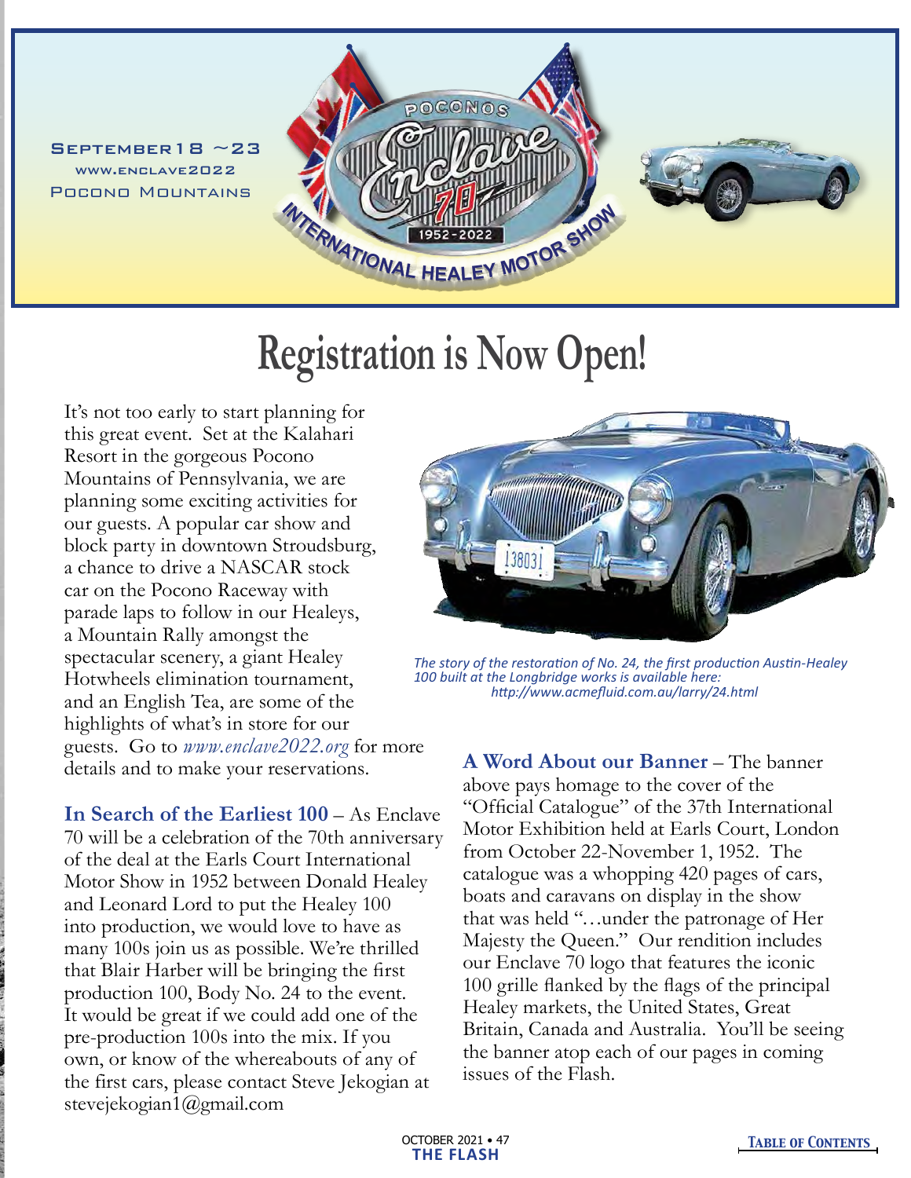September 18 ~23
www.enclave2022
Pocono Mountains

POCONOS Enclave 70 1952-2022 INTERNATIONAL HEALEY MOTOR SHOW

# Registration is Now Open!

It's not too early to start planning for this great event. Set at the Kalahari Resort in the gorgeous Pocono Mountains of Pennsylvania, we are planning some exciting activities for our guests. A popular car show and block party in downtown Stroudsburg, a chance to drive a NASCAR stock car on the Pocono Raceway with parade laps to follow in our Healeys, a Mountain Rally amongst the spectacular scenery, a giant Healey Hotwheels elimination tournament, and an English Tea, are some of the highlights of what's in store for our guests. Go to *www.enclave2022.org* for more details and to make your reservations.

*The story of the restoration of No. 24, the first production Austin-Healey 100 built at the Longbridge works is available here: http://www.acmefluid.com.au/larry/24.html*

**In Search of the Earliest 100** – As Enclave 70 will be a celebration of the 70th anniversary of the deal at the Earls Court International Motor Show in 1952 between Donald Healey and Leonard Lord to put the Healey 100 into production, we would love to have as many 100s join us as possible. We're thrilled that Blair Harber will be bringing the first production 100, Body No. 24 to the event. It would be great if we could add one of the pre-production 100s into the mix. If you own, or know of the whereabouts of any of the first cars, please contact Steve Jekogian at stevejekogian1@gmail.com

**A Word About our Banner** – The banner above pays homage to the cover of the "Official Catalogue" of the 37th International Motor Exhibition held at Earls Court, London from October 22-November 1, 1952. The catalogue was a whopping 420 pages of cars, boats and caravans on display in the show that was held "…under the patronage of Her Majesty the Queen." Our rendition includes our Enclave 70 logo that features the iconic 100 grille flanked by the flags of the principal Healey markets, the United States, Great Britain, Canada and Australia. You'll be seeing the banner atop each of our pages in coming issues of the Flash.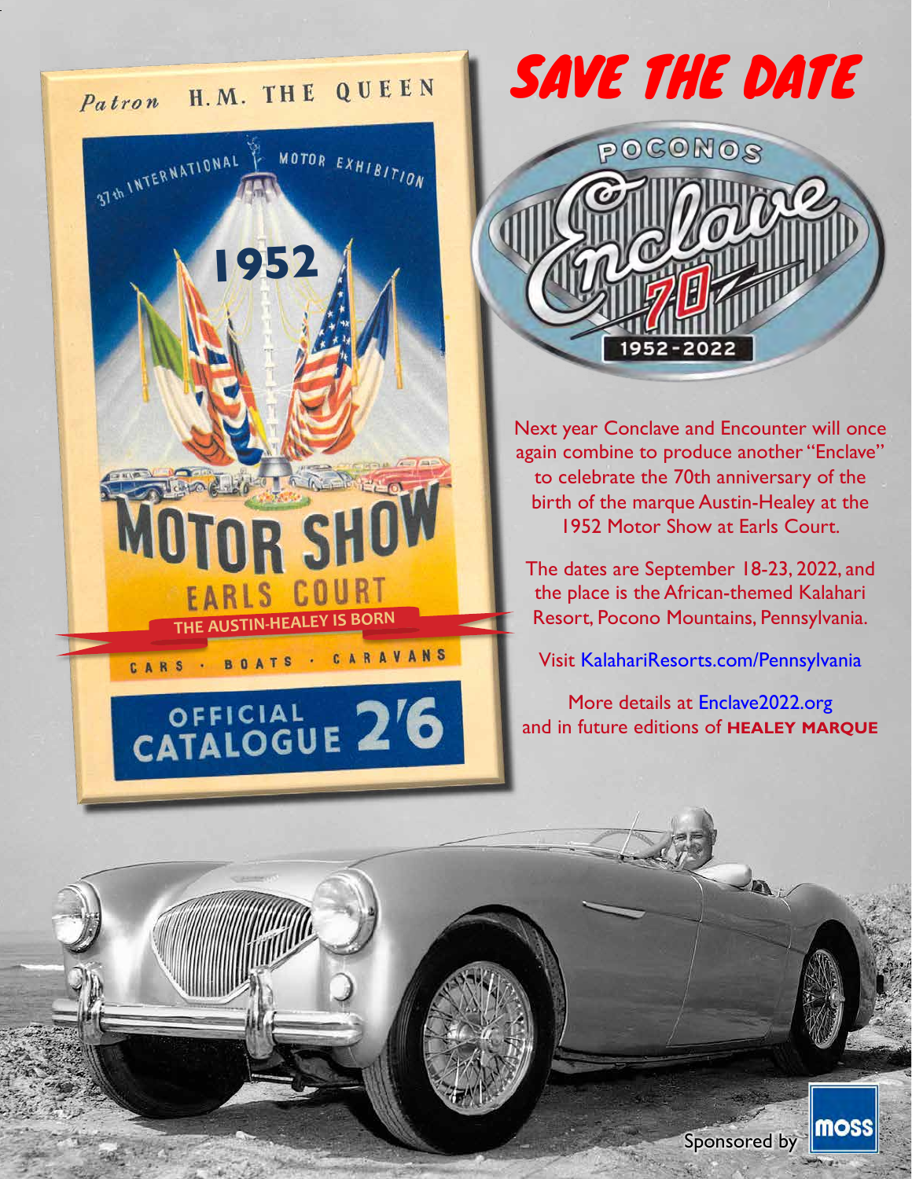# SAVE THE DATE

Next year Conclave and Encounter will once again combine to produce another "Enclave" to celebrate the 70th anniversary of the birth of the marque Austin-Healey at the 1952 Motor Show at Earls Court.

The dates are September 18-23, 2022, and the place is the African-themed Kalahari Resort, Pocono Mountains, Pennsylvania.

Visit KalahariResorts.com/Pennsylvania

More details at Enclave2022.org and in future editions of **HEALEY MARQUE**

Sponsored by